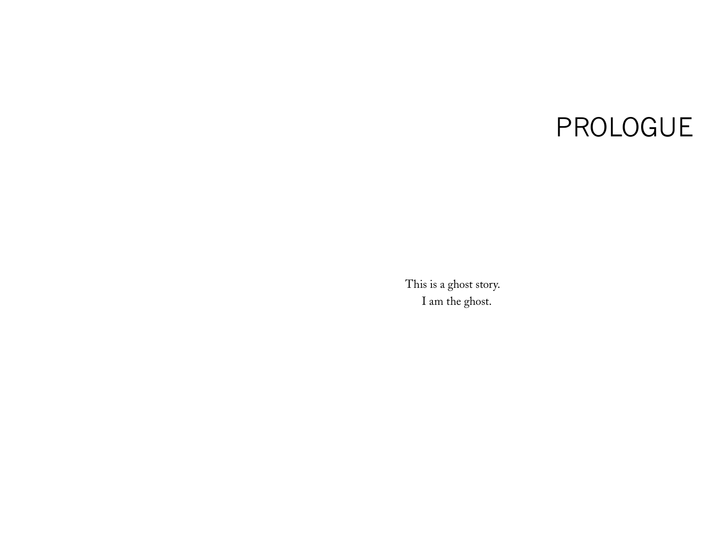# PROLOGUE

This is a ghost story.

I am the ghost.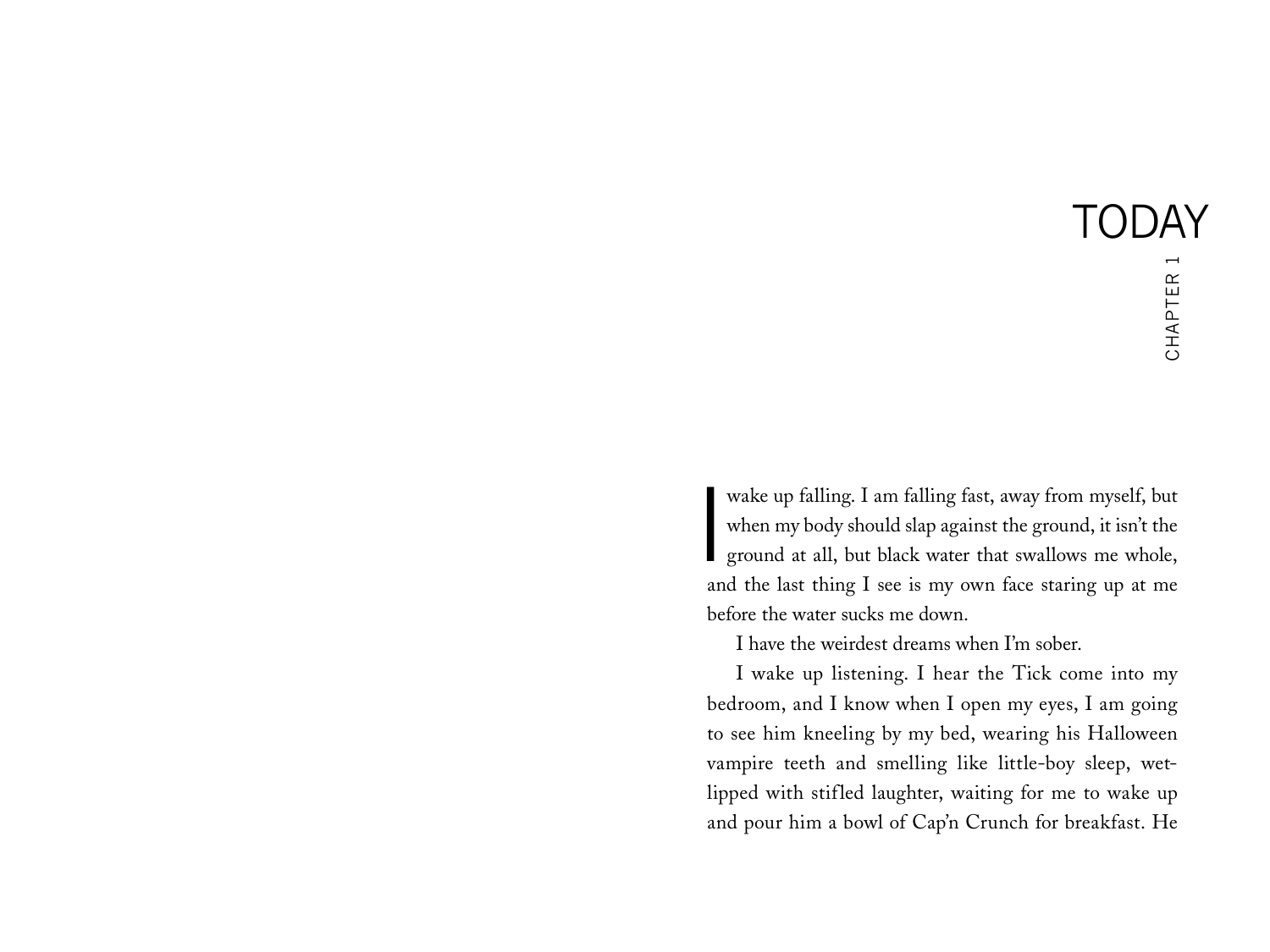# TODAY

## CHAPTER 1

I wake up falling. I am falling fast, away from myself, but when my body should slap against the ground, it isn't the ground at all, but black water that swallows me whole, and the last thing I see is my own face staring up at me before the water sucks me down.

I have the weirdest dreams when I'm sober.

I wake up listening. I hear the Tick come into my bedroom, and I know when I open my eyes, I am going to see him kneeling by my bed, wearing his Halloween vampire teeth and smelling like little-boy sleep, wet-lipped with stifled laughter, waiting for me to wake up and pour him a bowl of Cap'n Crunch for breakfast. He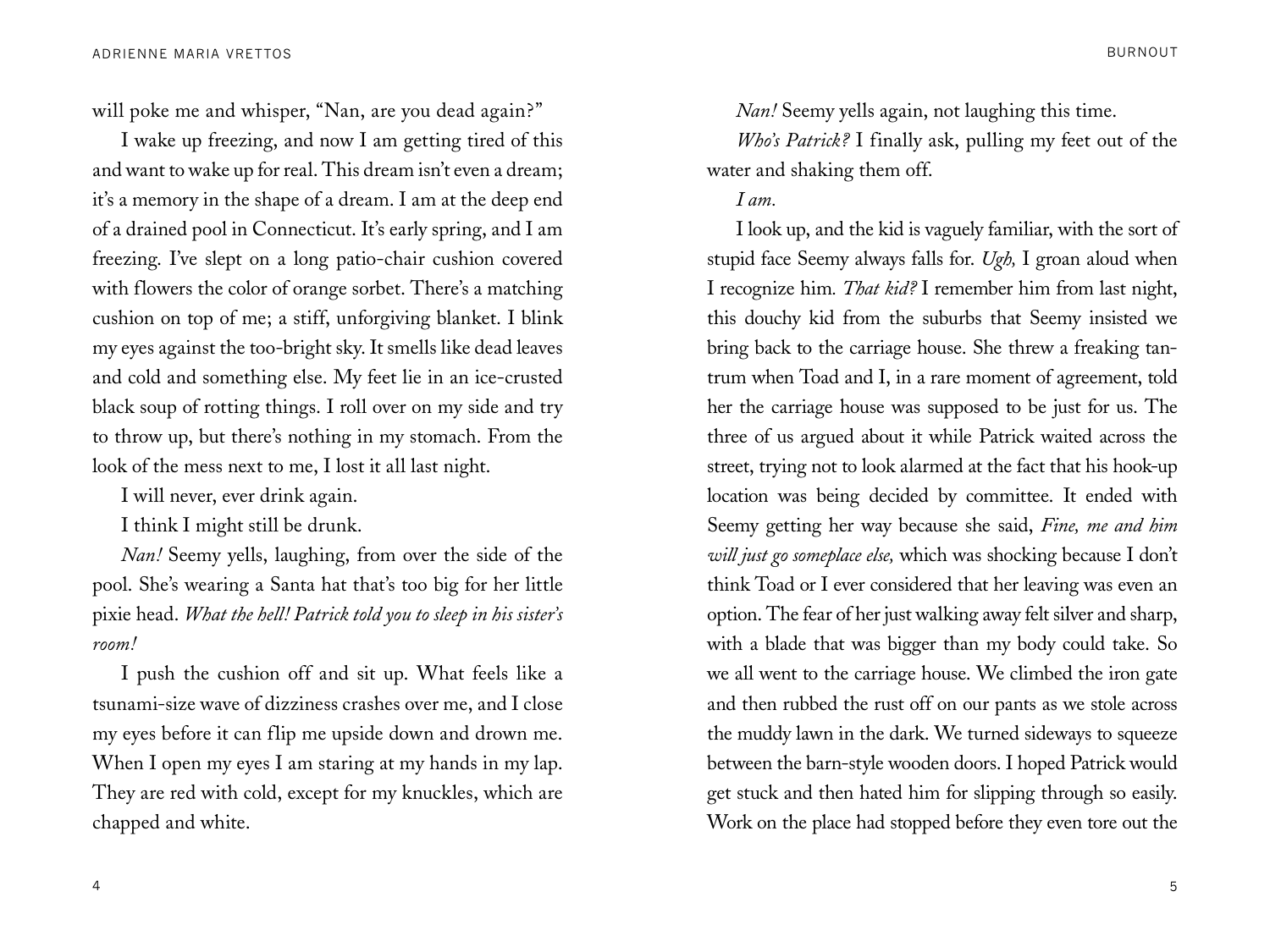will poke me and whisper, "Nan, are you dead again?"

I wake up freezing, and now I am getting tired of this and want to wake up for real. This dream isn't even a dream; it's a memory in the shape of a dream. I am at the deep end of a drained pool in Connecticut. It's early spring, and I am freezing. I've slept on a long patio-chair cushion covered with flowers the color of orange sorbet. There's a matching cushion on top of me; a stiff, unforgiving blanket. I blink my eyes against the too-bright sky. It smells like dead leaves and cold and something else. My feet lie in an ice-crusted black soup of rotting things. I roll over on my side and try to throw up, but there's nothing in my stomach. From the look of the mess next to me, I lost it all last night.

I will never, ever drink again.

I think I might still be drunk.

*Nan!* Seemy yells, laughing, from over the side of the pool. She's wearing a Santa hat that's too big for her little pixie head. *What the hell! Patrick told you to sleep in his sister's room!*

I push the cushion off and sit up. What feels like a tsunami-size wave of dizziness crashes over me, and I close my eyes before it can flip me upside down and drown me. When I open my eyes I am staring at my hands in my lap. They are red with cold, except for my knuckles, which are chapped and white.

*Nan!* Seemy yells again, not laughing this time.

*Who's Patrick?* I finally ask, pulling my feet out of the water and shaking them off.

*I am.*

I look up, and the kid is vaguely familiar, with the sort of stupid face Seemy always falls for. *Ugh,* I groan aloud when I recognize him. *That kid?* I remember him from last night, this douchy kid from the suburbs that Seemy insisted we bring back to the carriage house. She threw a freaking tantrum when Toad and I, in a rare moment of agreement, told her the carriage house was supposed to be just for us. The three of us argued about it while Patrick waited across the street, trying not to look alarmed at the fact that his hook-up location was being decided by committee. It ended with Seemy getting her way because she said, *Fine, me and him will just go someplace else,* which was shocking because I don't think Toad or I ever considered that her leaving was even an option. The fear of her just walking away felt silver and sharp, with a blade that was bigger than my body could take. So we all went to the carriage house. We climbed the iron gate and then rubbed the rust off on our pants as we stole across the muddy lawn in the dark. We turned sideways to squeeze between the barn-style wooden doors. I hoped Patrick would get stuck and then hated him for slipping through so easily. Work on the place had stopped before they even tore out the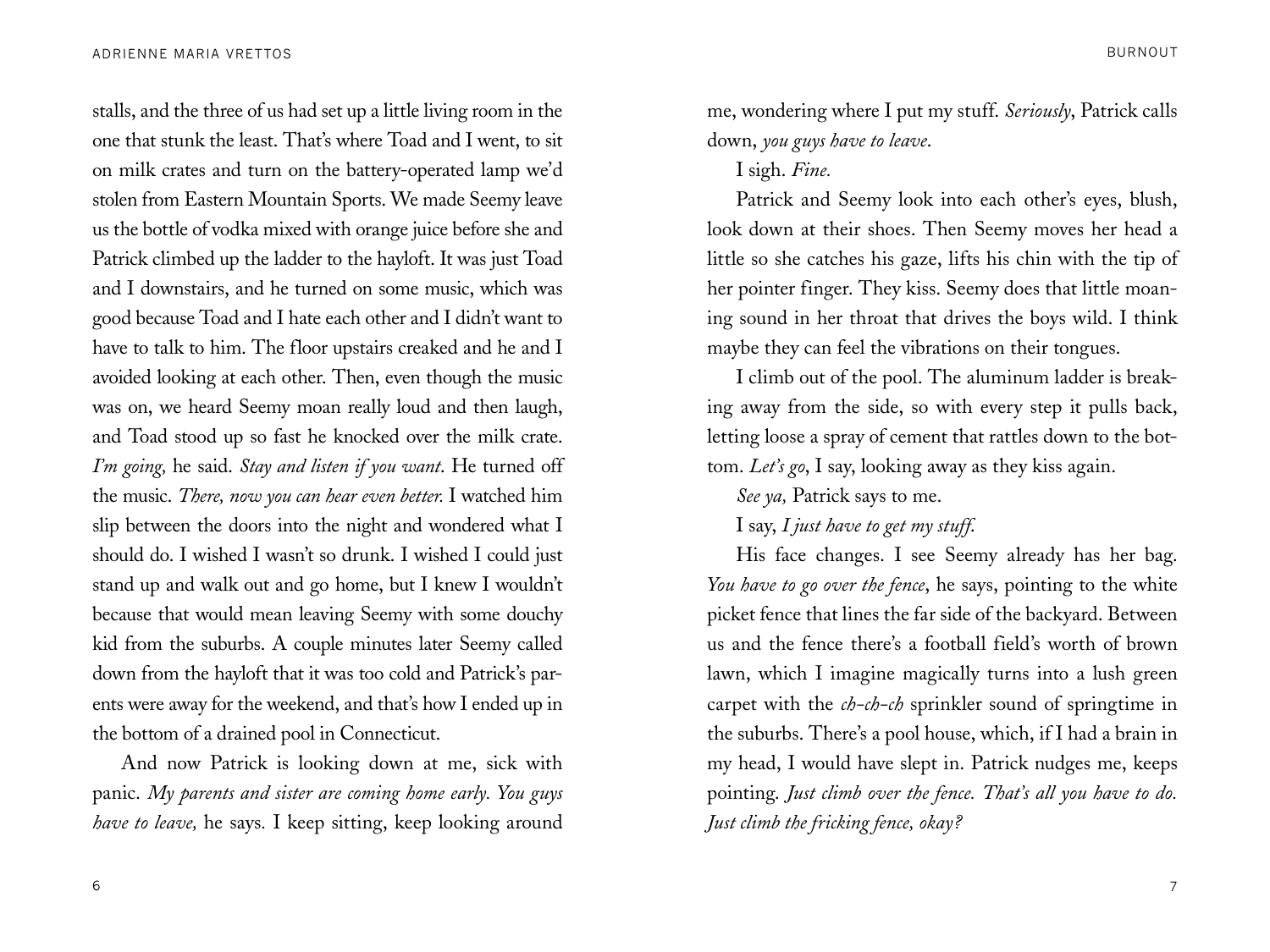stalls, and the three of us had set up a little living room in the one that stunk the least. That's where Toad and I went, to sit on milk crates and turn on the battery-operated lamp we'd stolen from Eastern Mountain Sports. We made Seemy leave us the bottle of vodka mixed with orange juice before she and Patrick climbed up the ladder to the hayloft. It was just Toad and I downstairs, and he turned on some music, which was good because Toad and I hate each other and I didn't want to have to talk to him. The floor upstairs creaked and he and I avoided looking at each other. Then, even though the music was on, we heard Seemy moan really loud and then laugh, and Toad stood up so fast he knocked over the milk crate. *I'm going,* he said. *Stay and listen if you want.* He turned off the music. *There, now you can hear even better.* I watched him slip between the doors into the night and wondered what I should do. I wished I wasn't so drunk. I wished I could just stand up and walk out and go home, but I knew I wouldn't because that would mean leaving Seemy with some douchy kid from the suburbs. A couple minutes later Seemy called down from the hayloft that it was too cold and Patrick's parents were away for the weekend, and that's how I ended up in the bottom of a drained pool in Connecticut.

And now Patrick is looking down at me, sick with panic. *My parents and sister are coming home early. You guys have to leave,* he says. I keep sitting, keep looking around me, wondering where I put my stuff. *Seriously*, Patrick calls down, *you guys have to leave*.

I sigh. *Fine.*

Patrick and Seemy look into each other's eyes, blush, look down at their shoes. Then Seemy moves her head a little so she catches his gaze, lifts his chin with the tip of her pointer finger. They kiss. Seemy does that little moaning sound in her throat that drives the boys wild. I think maybe they can feel the vibrations on their tongues.

I climb out of the pool. The aluminum ladder is breaking away from the side, so with every step it pulls back, letting loose a spray of cement that rattles down to the bottom. *Let's go*, I say, looking away as they kiss again.

*See ya,* Patrick says to me.

I say, *I just have to get my stuff.*

His face changes. I see Seemy already has her bag. *You have to go over the fence*, he says, pointing to the white picket fence that lines the far side of the backyard. Between us and the fence there's a football field's worth of brown lawn, which I imagine magically turns into a lush green carpet with the *ch-ch-ch* sprinkler sound of springtime in the suburbs. There's a pool house, which, if I had a brain in my head, I would have slept in. Patrick nudges me, keeps pointing. *Just climb over the fence. That's all you have to do. Just climb the fricking fence, okay?*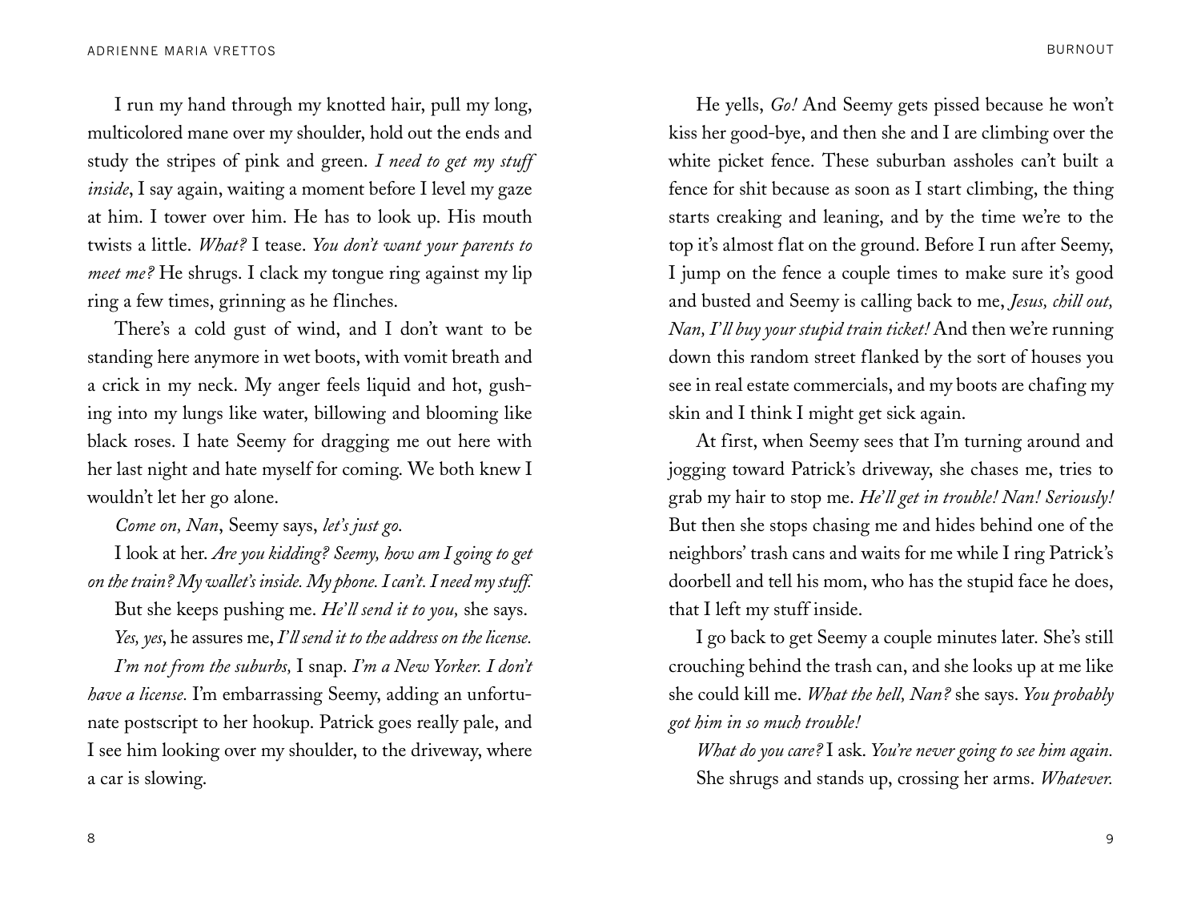I run my hand through my knotted hair, pull my long, multicolored mane over my shoulder, hold out the ends and study the stripes of pink and green. *I need to get my stuff inside*, I say again, waiting a moment before I level my gaze at him. I tower over him. He has to look up. His mouth twists a little. *What?* I tease. *You don't want your parents to meet me?* He shrugs. I clack my tongue ring against my lip ring a few times, grinning as he flinches.

There's a cold gust of wind, and I don't want to be standing here anymore in wet boots, with vomit breath and a crick in my neck. My anger feels liquid and hot, gushing into my lungs like water, billowing and blooming like black roses. I hate Seemy for dragging me out here with her last night and hate myself for coming. We both knew I wouldn't let her go alone.

*Come on, Nan*, Seemy says, *let's just go.*

I look at her. *Are you kidding? Seemy, how am I going to get on the train? My wallet's inside. My phone. I can't. I need my stuff.*

But she keeps pushing me. *He'll send it to you,* she says.

*Yes, yes*, he assures me, *I'll send it to the address on the license.*

*I'm not from the suburbs,* I snap. *I'm a New Yorker. I don't have a license.* I'm embarrassing Seemy, adding an unfortunate postscript to her hookup. Patrick goes really pale, and I see him looking over my shoulder, to the driveway, where a car is slowing.

He yells, *Go!* And Seemy gets pissed because he won't kiss her good-bye, and then she and I are climbing over the white picket fence. These suburban assholes can't built a fence for shit because as soon as I start climbing, the thing starts creaking and leaning, and by the time we're to the top it's almost flat on the ground. Before I run after Seemy, I jump on the fence a couple times to make sure it's good and busted and Seemy is calling back to me, *Jesus, chill out, Nan, I'll buy your stupid train ticket!* And then we're running down this random street flanked by the sort of houses you see in real estate commercials, and my boots are chafing my skin and I think I might get sick again.

At first, when Seemy sees that I'm turning around and jogging toward Patrick's driveway, she chases me, tries to grab my hair to stop me. *He'll get in trouble! Nan! Seriously!* But then she stops chasing me and hides behind one of the neighbors' trash cans and waits for me while I ring Patrick's doorbell and tell his mom, who has the stupid face he does, that I left my stuff inside.

I go back to get Seemy a couple minutes later. She's still crouching behind the trash can, and she looks up at me like she could kill me. *What the hell, Nan?* she says. *You probably got him in so much trouble!*

*What do you care?* I ask. *You're never going to see him again.*

She shrugs and stands up, crossing her arms. *Whatever.*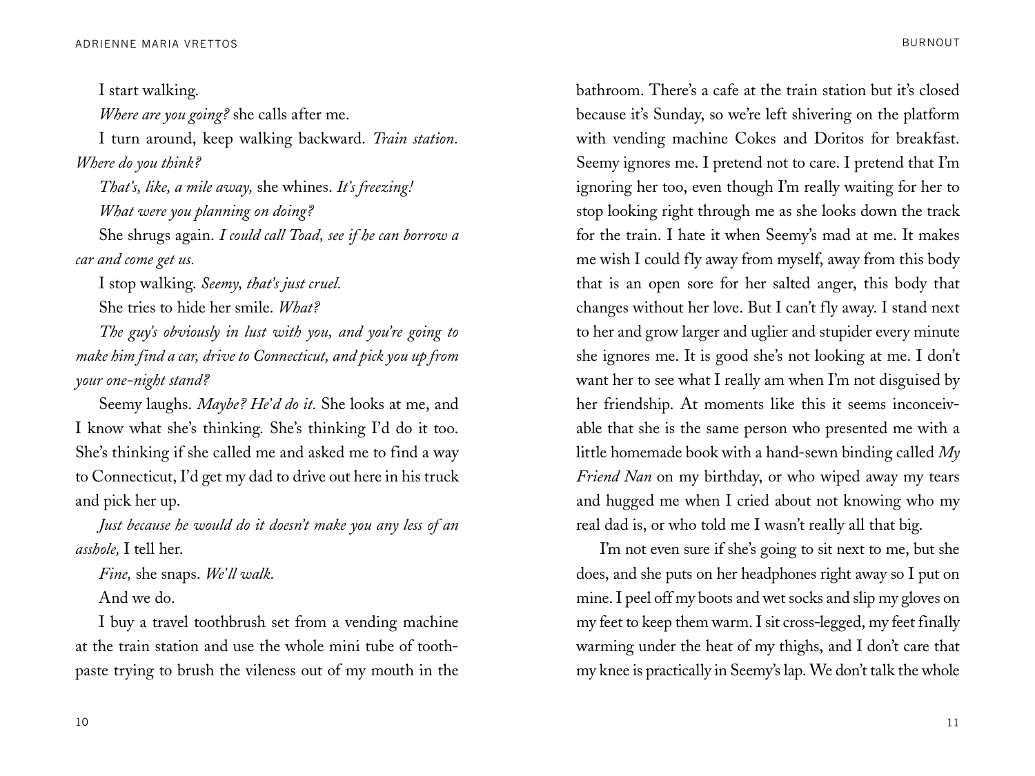I start walking.

*Where are you going?* she calls after me.

I turn around, keep walking backward. *Train station. Where do you think?*

*That's, like, a mile away,* she whines. *It's freezing!*

*What were you planning on doing?*

She shrugs again. *I could call Toad, see if he can borrow a car and come get us.*

I stop walking. *Seemy, that's just cruel.*

She tries to hide her smile. *What?*

*The guy's obviously in lust with you, and you're going to make him find a car, drive to Connecticut, and pick you up from your one-night stand?*

Seemy laughs. *Maybe? He'd do it.* She looks at me, and I know what she's thinking. She's thinking I'd do it too. She's thinking if she called me and asked me to find a way to Connecticut, I'd get my dad to drive out here in his truck and pick her up.

*Just because he would do it doesn't make you any less of an asshole,* I tell her.

*Fine,* she snaps. *We'll walk.*

And we do.

I buy a travel toothbrush set from a vending machine at the train station and use the whole mini tube of toothpaste trying to brush the vileness out of my mouth in the bathroom. There's a cafe at the train station but it's closed because it's Sunday, so we're left shivering on the platform with vending machine Cokes and Doritos for breakfast. Seemy ignores me. I pretend not to care. I pretend that I'm ignoring her too, even though I'm really waiting for her to stop looking right through me as she looks down the track for the train. I hate it when Seemy's mad at me. It makes me wish I could fly away from myself, away from this body that is an open sore for her salted anger, this body that changes without her love. But I can't fly away. I stand next to her and grow larger and uglier and stupider every minute she ignores me. It is good she's not looking at me. I don't want her to see what I really am when I'm not disguised by her friendship. At moments like this it seems inconceivable that she is the same person who presented me with a little homemade book with a hand-sewn binding called *My Friend Nan* on my birthday, or who wiped away my tears and hugged me when I cried about not knowing who my real dad is, or who told me I wasn't really all that big.

I'm not even sure if she's going to sit next to me, but she does, and she puts on her headphones right away so I put on mine. I peel off my boots and wet socks and slip my gloves on my feet to keep them warm. I sit cross-legged, my feet finally warming under the heat of my thighs, and I don't care that my knee is practically in Seemy's lap. We don't talk the whole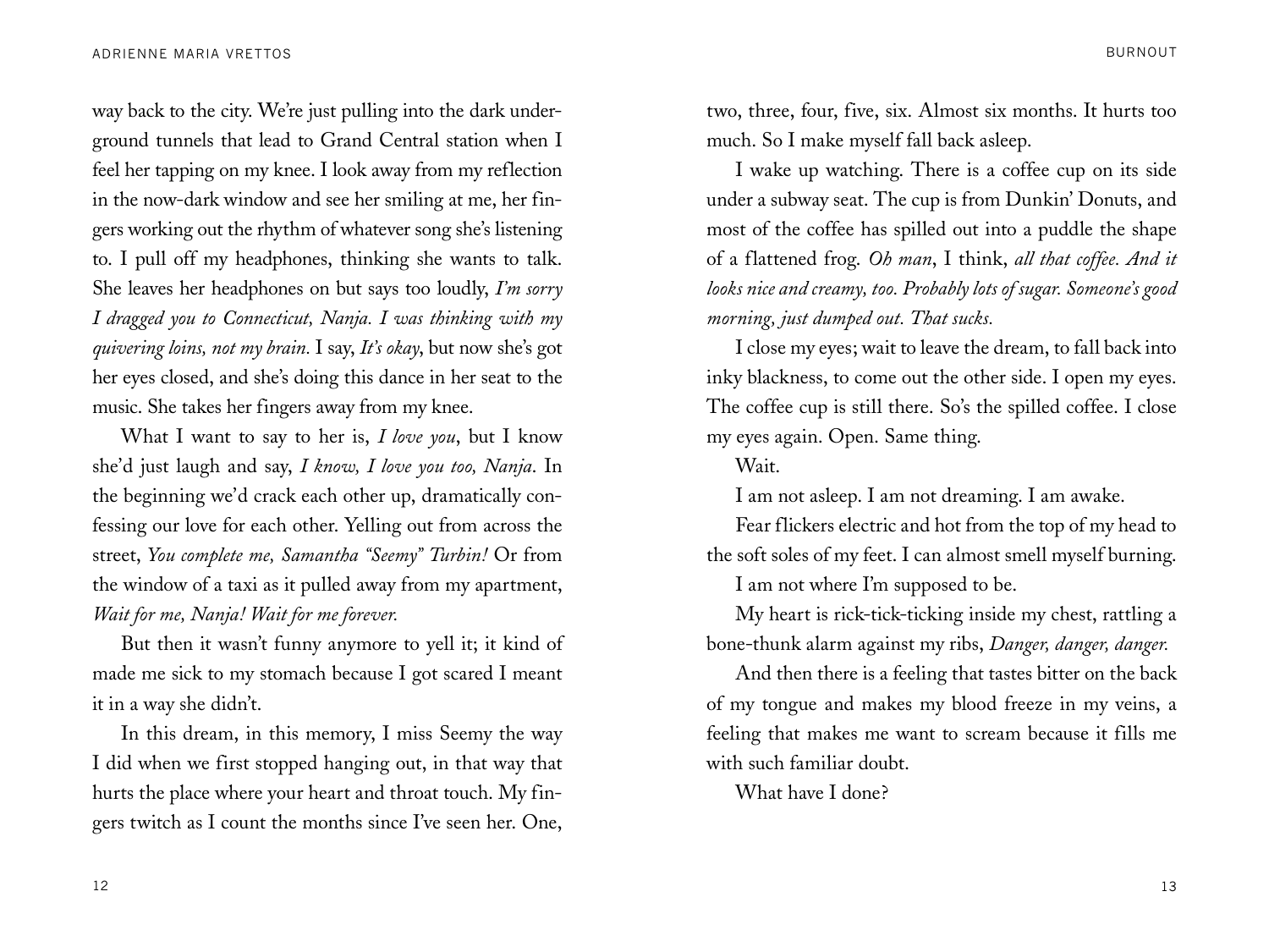way back to the city. We're just pulling into the dark underground tunnels that lead to Grand Central station when I feel her tapping on my knee. I look away from my reflection in the now-dark window and see her smiling at me, her fingers working out the rhythm of whatever song she's listening to. I pull off my headphones, thinking she wants to talk. She leaves her headphones on but says too loudly, *I'm sorry I dragged you to Connecticut, Nanja. I was thinking with my quivering loins, not my brain.* I say, *It's okay*, but now she's got her eyes closed, and she's doing this dance in her seat to the music. She takes her fingers away from my knee.

What I want to say to her is, *I love you*, but I know she'd just laugh and say, *I know, I love you too, Nanja.* In the beginning we'd crack each other up, dramatically confessing our love for each other. Yelling out from across the street, *You complete me, Samantha "Seemy" Turbin!* Or from the window of a taxi as it pulled away from my apartment, *Wait for me, Nanja! Wait for me forever.*

But then it wasn't funny anymore to yell it; it kind of made me sick to my stomach because I got scared I meant it in a way she didn't.

In this dream, in this memory, I miss Seemy the way I did when we first stopped hanging out, in that way that hurts the place where your heart and throat touch. My fingers twitch as I count the months since I've seen her. One, two, three, four, five, six. Almost six months. It hurts too much. So I make myself fall back asleep.

I wake up watching. There is a coffee cup on its side under a subway seat. The cup is from Dunkin' Donuts, and most of the coffee has spilled out into a puddle the shape of a flattened frog. *Oh man*, I think, *all that coffee. And it looks nice and creamy, too. Probably lots of sugar. Someone's good morning, just dumped out. That sucks.*

I close my eyes; wait to leave the dream, to fall back into inky blackness, to come out the other side. I open my eyes. The coffee cup is still there. So's the spilled coffee. I close my eyes again. Open. Same thing.

Wait.

I am not asleep. I am not dreaming. I am awake.

Fear flickers electric and hot from the top of my head to the soft soles of my feet. I can almost smell myself burning.

I am not where I'm supposed to be.

My heart is rick-tick-ticking inside my chest, rattling a bone-thunk alarm against my ribs, *Danger, danger, danger.*

And then there is a feeling that tastes bitter on the back of my tongue and makes my blood freeze in my veins, a feeling that makes me want to scream because it fills me with such familiar doubt.

What have I done?